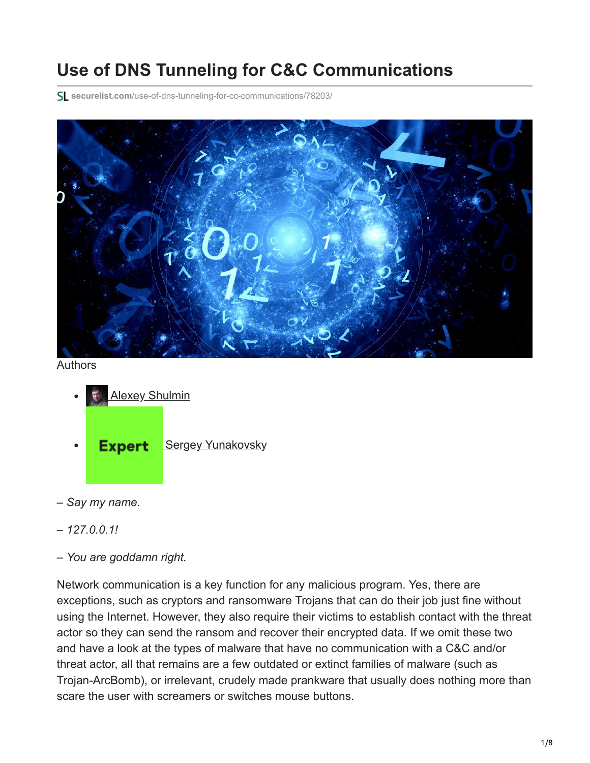# Use of DNS Tunneling for C&C Communications

securelist.com/use-of-dns-tunneling-for-cc-communications/78203/

Authors

- Alexey Shulmin
- Expert Sergey Yunakovsky

*– Say my name.*

*– 127.0.0.1!*

*– You are goddamn right.*

Network communication is a key function for any malicious program. Yes, there are exceptions, such as cryptors and ransomware Trojans that can do their job just fine without using the Internet. However, they also require their victims to establish contact with the threat actor so they can send the ransom and recover their encrypted data. If we omit these two and have a look at the types of malware that have no communication with a C&C and/or threat actor, all that remains are a few outdated or extinct families of malware (such as Trojan-ArcBomb), or irrelevant, crudely made prankware that usually does nothing more than scare the user with screamers or switches mouse buttons.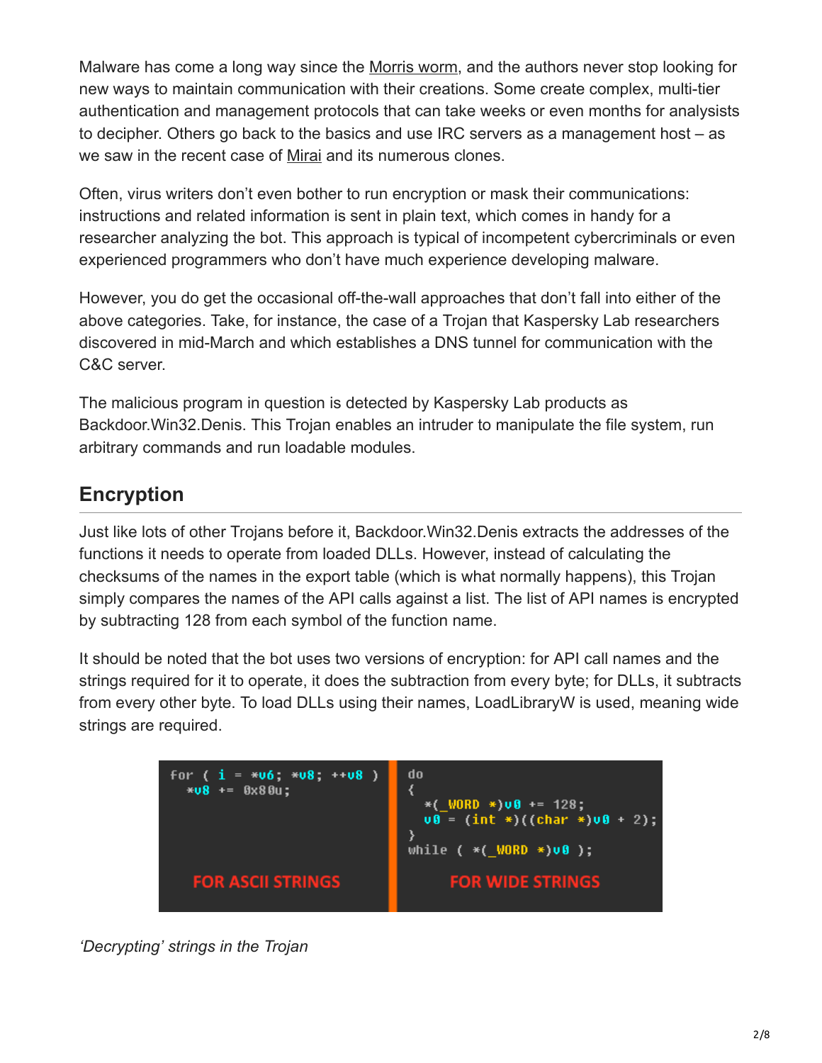Malware has come a long way since the Morris worm, and the authors never stop looking for new ways to maintain communication with their creations. Some create complex, multi-tier authentication and management protocols that can take weeks or even months for analysists to decipher. Others go back to the basics and use IRC servers as a management host – as we saw in the recent case of Mirai and its numerous clones.

Often, virus writers don't even bother to run encryption or mask their communications: instructions and related information is sent in plain text, which comes in handy for a researcher analyzing the bot. This approach is typical of incompetent cybercriminals or even experienced programmers who don't have much experience developing malware.

However, you do get the occasional off-the-wall approaches that don't fall into either of the above categories. Take, for instance, the case of a Trojan that Kaspersky Lab researchers discovered in mid-March and which establishes a DNS tunnel for communication with the C&C server.

The malicious program in question is detected by Kaspersky Lab products as Backdoor.Win32.Denis. This Trojan enables an intruder to manipulate the file system, run arbitrary commands and run loadable modules.

## Encryption

Just like lots of other Trojans before it, Backdoor.Win32.Denis extracts the addresses of the functions it needs to operate from loaded DLLs. However, instead of calculating the checksums of the names in the export table (which is what normally happens), this Trojan simply compares the names of the API calls against a list. The list of API names is encrypted by subtracting 128 from each symbol of the function name.

It should be noted that the bot uses two versions of encryption: for API call names and the strings required for it to operate, it does the subtraction from every byte; for DLLs, it subtracts from every other byte. To load DLLs using their names, LoadLibraryW is used, meaning wide strings are required.

```
for ( i = *v6; *v8; ++v8 )
  *v8 += 0x80u;
```

FOR ASCII STRINGS

```
do
{
  *(_WORD *)v0 += 128;
  v0 = (int *)((char *)v0 + 2);
}
while ( *(_WORD *)v0 );
```

FOR WIDE STRINGS

*'Decrypting' strings in the Trojan*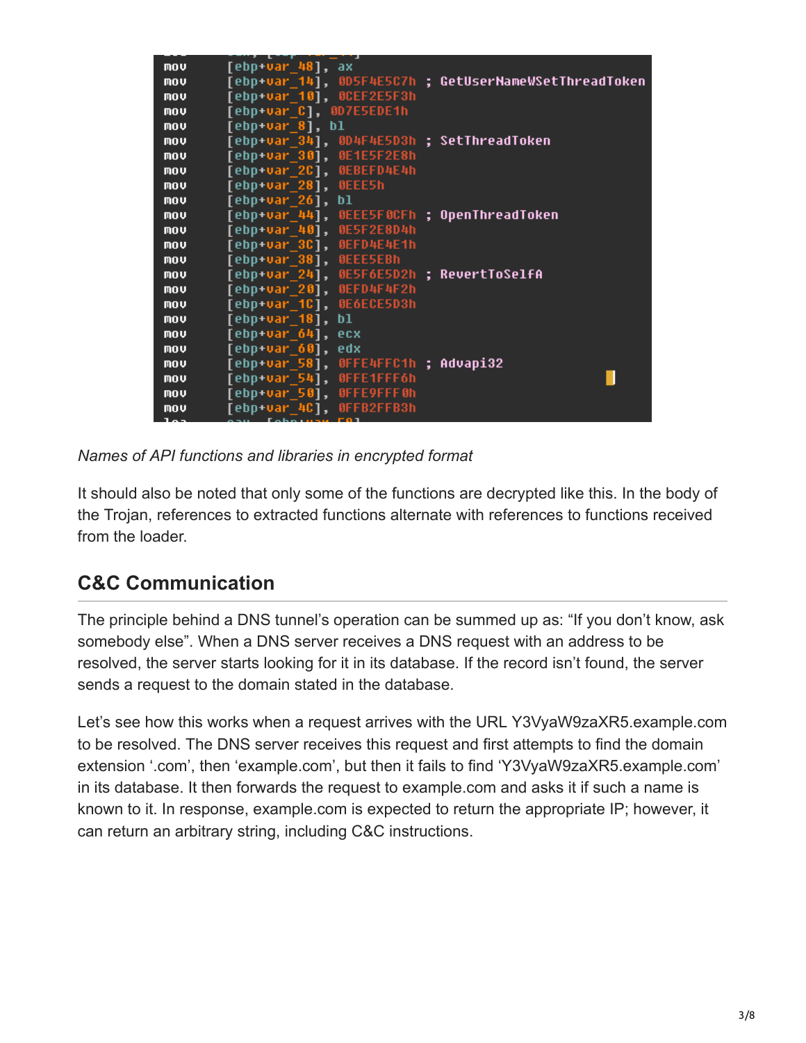```
mov     [ebp+var_48], ax
mov     [ebp+var_14], 0D5F4E5C7h ; GetUserNameWSetThreadToken
mov     [ebp+var_10], 0CEF2E5F3h
mov     [ebp+var_C], 0D7E5EDE1h
mov     [ebp+var_8], bl
mov     [ebp+var_34], 0D4F4E5D3h ; SetThreadToken
mov     [ebp+var_30], 0E1E5F2E8h
mov     [ebp+var_2C], 0EBEFD4E4h
mov     [ebp+var_28], 0EEE5h
mov     [ebp+var_26], bl
mov     [ebp+var_44], 0EEE5F0CFh ; OpenThreadToken
mov     [ebp+var_40], 0E5F2E8D4h
mov     [ebp+var_3C], 0EFD4E4E1h
mov     [ebp+var_38], 0EEE5EBh
mov     [ebp+var_24], 0E5F6E5D2h ; RevertToSelfA
mov     [ebp+var_20], 0EFD4F4F2h
mov     [ebp+var_1C], 0E6ECE5D3h
mov     [ebp+var_18], bl
mov     [ebp+var_64], ecx
mov     [ebp+var_60], edx
mov     [ebp+var_58], 0FFE4FFC1h ; Advapi32
mov     [ebp+var_54], 0FFE1FFF6h
mov     [ebp+var_50], 0FFE9FFF0h
mov     [ebp+var_4C], 0FFB2FFB3h
```

*Names of API functions and libraries in encrypted format*

It should also be noted that only some of the functions are decrypted like this. In the body of the Trojan, references to extracted functions alternate with references to functions received from the loader.

## C&C Communication

The principle behind a DNS tunnel's operation can be summed up as: "If you don't know, ask somebody else". When a DNS server receives a DNS request with an address to be resolved, the server starts looking for it in its database. If the record isn't found, the server sends a request to the domain stated in the database.

Let's see how this works when a request arrives with the URL Y3VyaW9zaXR5.example.com to be resolved. The DNS server receives this request and first attempts to find the domain extension '.com', then 'example.com', but then it fails to find 'Y3VyaW9zaXR5.example.com' in its database. It then forwards the request to example.com and asks it if such a name is known to it. In response, example.com is expected to return the appropriate IP; however, it can return an arbitrary string, including C&C instructions.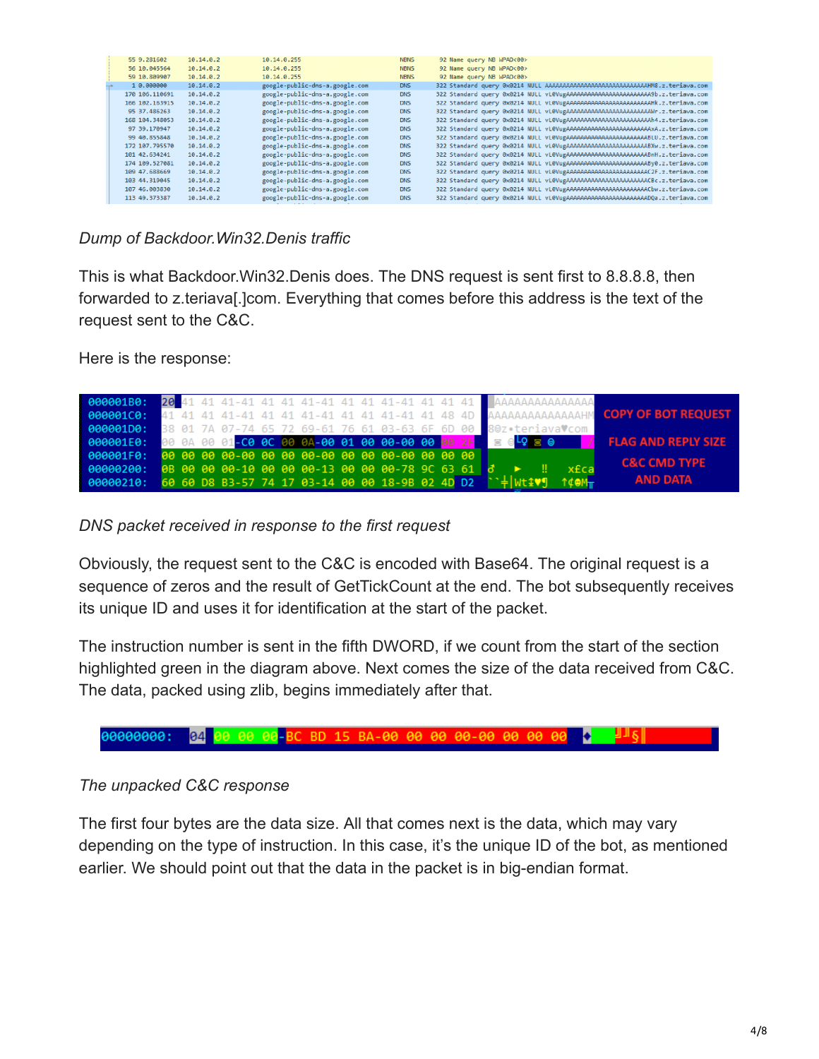*Dump of Backdoor.Win32.Denis traffic*

This is what Backdoor.Win32.Denis does. The DNS request is sent first to 8.8.8.8, then forwarded to z.teriava[.]com. Everything that comes before this address is the text of the request sent to the C&C.

Here is the response:

*DNS packet received in response to the first request*

Obviously, the request sent to the C&C is encoded with Base64. The original request is a sequence of zeros and the result of GetTickCount at the end. The bot subsequently receives its unique ID and uses it for identification at the start of the packet.

The instruction number is sent in the fifth DWORD, if we count from the start of the section highlighted green in the diagram above. Next comes the size of the data received from C&C. The data, packed using zlib, begins immediately after that.

*The unpacked C&C response*

The first four bytes are the data size. All that comes next is the data, which may vary depending on the type of instruction. In this case, it's the unique ID of the bot, as mentioned earlier. We should point out that the data in the packet is in big-endian format.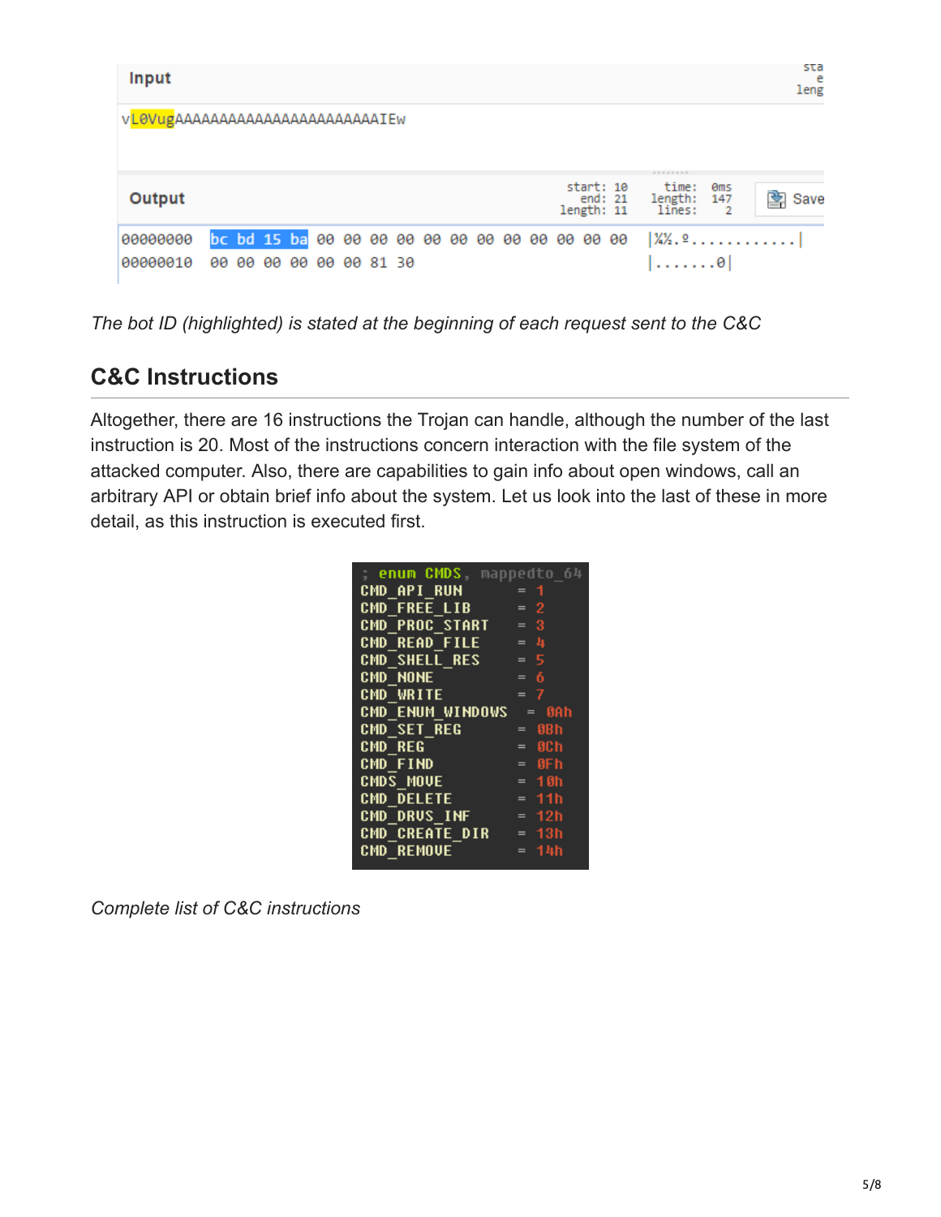Input

vL0VugAAAAAAAAAAAAAAAAAAAAAAAIEw

Output

```
00000000  bc bd 15 ba 00 00 00 00 00 00 00 00 00 00 00 00  |¼½.º............|
00000010  00 00 00 00 00 00 81 30                          |.......0|
```

*The bot ID (highlighted) is stated at the beginning of each request sent to the C&C*

## C&C Instructions

Altogether, there are 16 instructions the Trojan can handle, although the number of the last instruction is 20. Most of the instructions concern interaction with the file system of the attacked computer. Also, there are capabilities to gain info about open windows, call an arbitrary API or obtain brief info about the system. Let us look into the last of these in more detail, as this instruction is executed first.

```
; enum CMDS, mappedto_64
CMD_API_RUN       = 1
CMD_FREE_LIB      = 2
CMD_PROC_START    = 3
CMD_READ_FILE     = 4
CMD_SHELL_RES     = 5
CMD_NONE          = 6
CMD_WRITE         = 7
CMD_ENUM_WINDOWS  = 0Ah
CMD_SET_REG       = 0Bh
CMD_REG           = 0Ch
CMD_FIND          = 0Fh
CMDS_MOVE         = 10h
CMD_DELETE        = 11h
CMD_DRVS_INF      = 12h
CMD_CREATE_DIR    = 13h
CMD_REMOVE        = 14h
```

*Complete list of C&C instructions*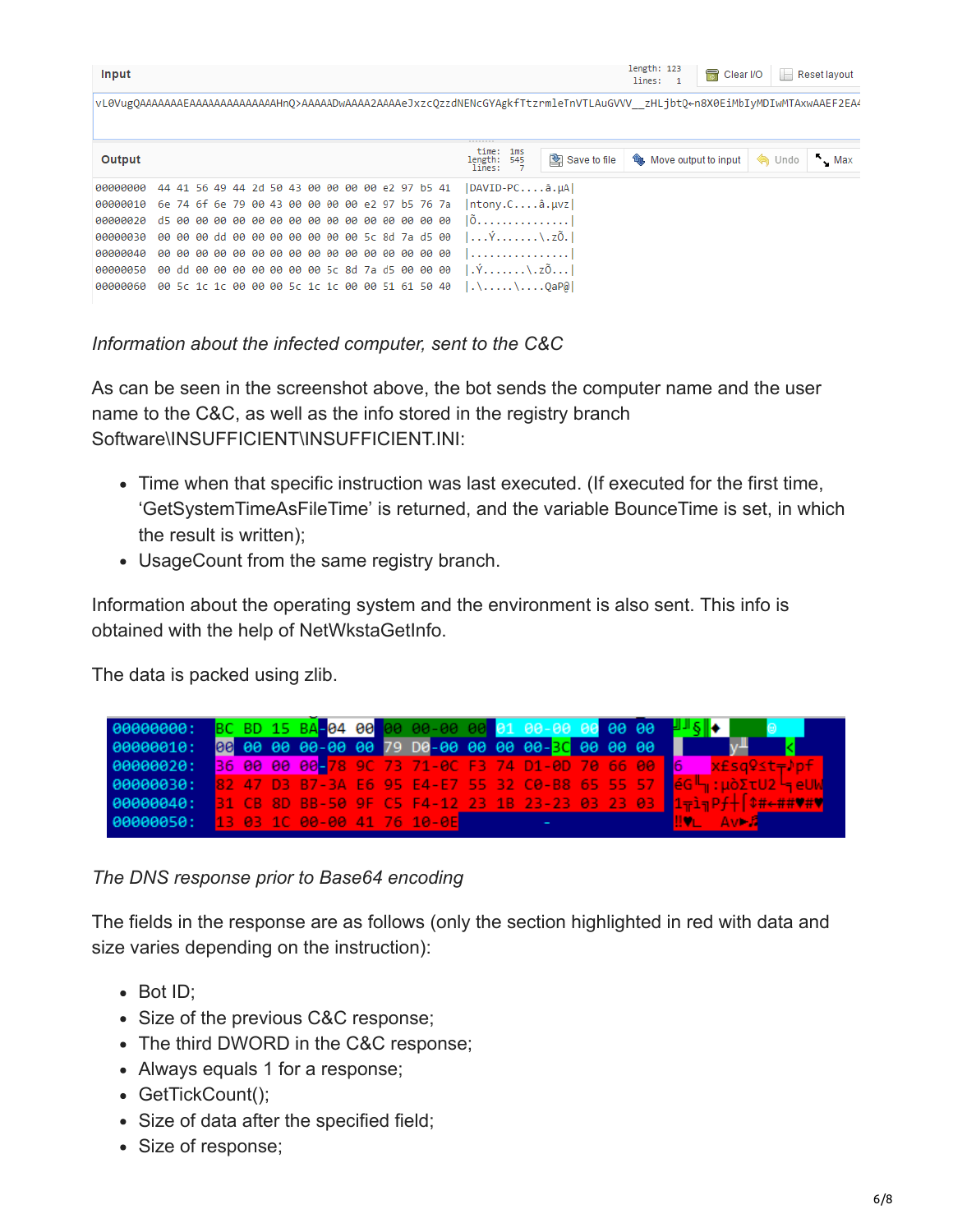Input

```
vL0VugQAAAAAAAEAAAAAAAAAAAAAAHnQ>AAAAADwAAAA2AAAAeJxzcQzzdNENcGYAgkfTtzrmleTnVTLAuGVVV__zHLjbtQ←n8X0EiMbIyMDIwMTAxwAAEF2EA4
```

Output

```
00000000  44 41 56 49 44 2d 50 43 00 00 00 00 e2 97 b5 41  |DAVID-PC....â.µA|
00000010  6e 74 6f 6e 79 00 43 00 00 00 00 e2 97 b5 76 7a  |ntony.C....â.µvz|
00000020  d5 00 00 00 00 00 00 00 00 00 00 00 00 00 00 00  |Õ...............|
00000030  00 00 00 dd 00 00 00 00 00 00 00 5c 8d 7a d5 00  |...Ý.......\.zÕ.|
00000040  00 00 00 00 00 00 00 00 00 00 00 00 00 00 00 00  |................|
00000050  00 dd 00 00 00 00 00 00 00 5c 8d 7a d5 00 00 00  |.Ý.......\.zÕ...|
00000060  00 5c 1c 1c 00 00 00 5c 1c 1c 00 00 51 61 50 40  |.\.....\....QaP@|
```

*Information about the infected computer, sent to the C&C*

As can be seen in the screenshot above, the bot sends the computer name and the user name to the C&C, as well as the info stored in the registry branch Software\INSUFFICIENT\INSUFFICIENT.INI:

- Time when that specific instruction was last executed. (If executed for the first time, 'GetSystemTimeAsFileTime' is returned, and the variable BounceTime is set, in which the result is written);
- UsageCount from the same registry branch.

Information about the operating system and the environment is also sent. This info is obtained with the help of NetWkstaGetInfo.

The data is packed using zlib.

```
00000000: BC BD 15 BA-04 00 00 00-00 00 01 00-00 00 00 00
00000010: 00 00 00 00-00 00 79 D0-00 00 00 00-3C 00 00 00
00000020: 36 00 00 00-78 9C 73 71-0C F3 74 D1-0D 70 66 00
00000030: 82 47 D3 B7-3A E6 95 E4-E7 55 32 C0-B8 65 55 57
00000040: 31 CB 8D BB-50 9F C5 F4-12 23 1B 23-23 03 23 03
00000050: 13 03 1C 00-00 41 76 10-0E
```

*The DNS response prior to Base64 encoding*

The fields in the response are as follows (only the section highlighted in red with data and size varies depending on the instruction):

- Bot ID;
- Size of the previous C&C response;
- The third DWORD in the C&C response;
- Always equals 1 for a response;
- GetTickCount();
- Size of data after the specified field;
- Size of response;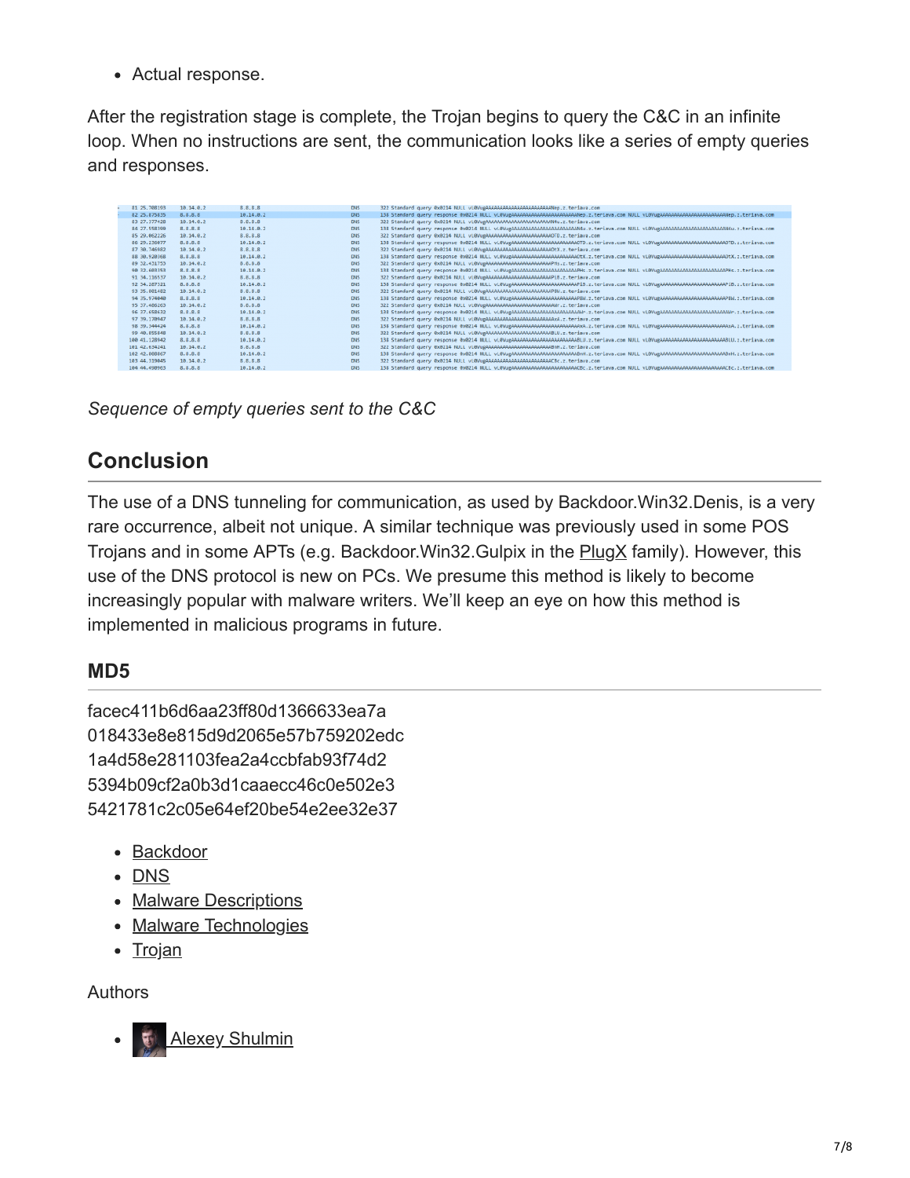- Actual response.

After the registration stage is complete, the Trojan begins to query the C&C in an infinite loop. When no instructions are sent, the communication looks like a series of empty queries and responses.

*Sequence of empty queries sent to the C&C*

## Conclusion

The use of a DNS tunneling for communication, as used by Backdoor.Win32.Denis, is a very rare occurrence, albeit not unique. A similar technique was previously used in some POS Trojans and in some APTs (e.g. Backdoor.Win32.Gulpix in the PlugX family). However, this use of the DNS protocol is new on PCs. We presume this method is likely to become increasingly popular with malware writers. We'll keep an eye on how this method is implemented in malicious programs in future.

### MD5

facec411b6d6aa23ff80d1366633ea7a
018433e8e815d9d2065e57b759202edc
1a4d58e281103fea2a4ccbfab93f74d2
5394b09cf2a0b3d1caaecc46c0e502e3
5421781c2c05e64ef20be54e2ee32e37

- Backdoor
- DNS
- Malware Descriptions
- Malware Technologies
- Trojan

Authors

- Alexey Shulmin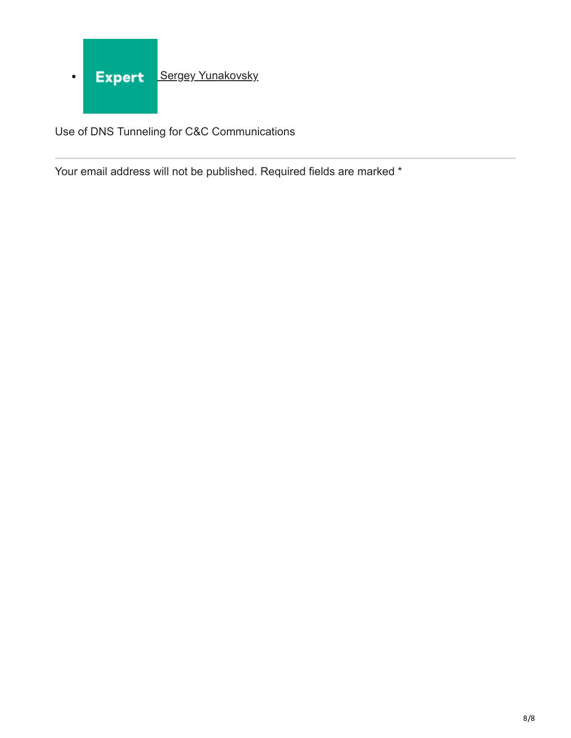- Expert Sergey Yunakovsky

Use of DNS Tunneling for C&C Communications

---

Your email address will not be published. Required fields are marked *